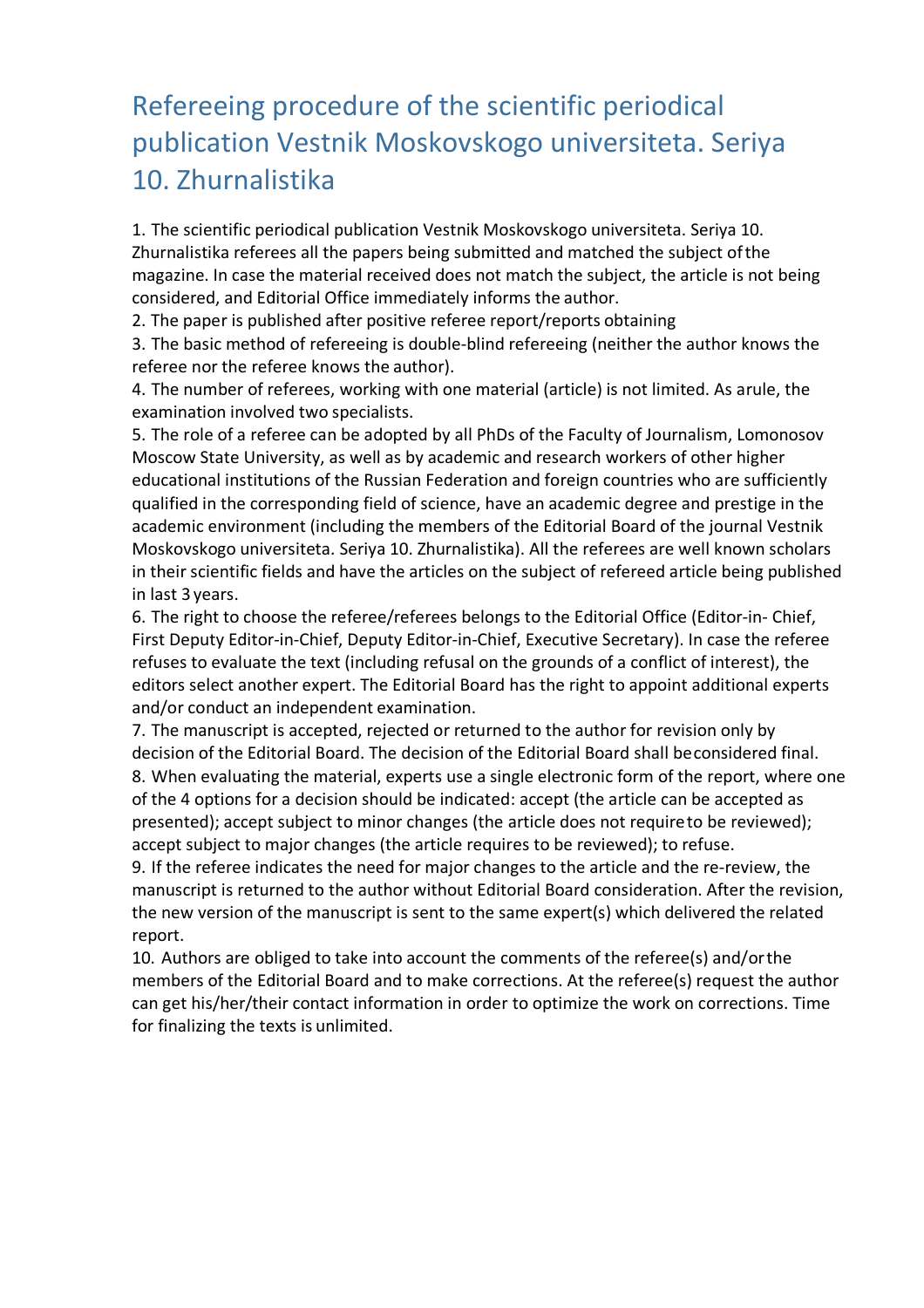# Refereeing procedure of the scientific periodical publication Vestnik Moskovskogo universiteta. Seriya 10. Zhurnalistika

1. The scientific periodical publication Vestnik Moskovskogo universiteta. Seriya 10. Zhurnalistika referees all the papers being submitted and matched the subject of the magazine. In case the material received does not match the subject, the article is not being considered, and Editorial Office immediately informs the author.
2. The paper is published after positive referee report/reports obtaining
3. The basic method of refereeing is double-blind refereeing (neither the author knows the referee nor the referee knows the author).
4. The number of referees, working with one material (article) is not limited. As a rule, the examination involved two specialists.
5. The role of a referee can be adopted by all PhDs of the Faculty of Journalism, Lomonosov Moscow State University, as well as by academic and research workers of other higher educational institutions of the Russian Federation and foreign countries who are sufficiently qualified in the corresponding field of science, have an academic degree and prestige in the academic environment (including the members of the Editorial Board of the journal Vestnik Moskovskogo universiteta. Seriya 10. Zhurnalistika). All the referees are well known scholars in their scientific fields and have the articles on the subject of refereed article being published in last 3 years.
6. The right to choose the referee/referees belongs to the Editorial Office (Editor-in- Chief, First Deputy Editor-in-Chief, Deputy Editor-in-Chief, Executive Secretary). In case the referee refuses to evaluate the text (including refusal on the grounds of a conflict of interest), the editors select another expert. The Editorial Board has the right to appoint additional experts and/or conduct an independent examination.
7. The manuscript is accepted, rejected or returned to the author for revision only by decision of the Editorial Board. The decision of the Editorial Board shall be considered final.
8. When evaluating the material, experts use a single electronic form of the report, where one of the 4 options for a decision should be indicated: accept (the article can be accepted as presented); accept subject to minor changes (the article does not require to be reviewed); accept subject to major changes (the article requires to be reviewed); to refuse.
9. If the referee indicates the need for major changes to the article and the re-review, the manuscript is returned to the author without Editorial Board consideration. After the revision, the new version of the manuscript is sent to the same expert(s) which delivered the related report.
10. Authors are obliged to take into account the comments of the referee(s) and/or the members of the Editorial Board and to make corrections. At the referee(s) request the author can get his/her/their contact information in order to optimize the work on corrections. Time for finalizing the texts is unlimited.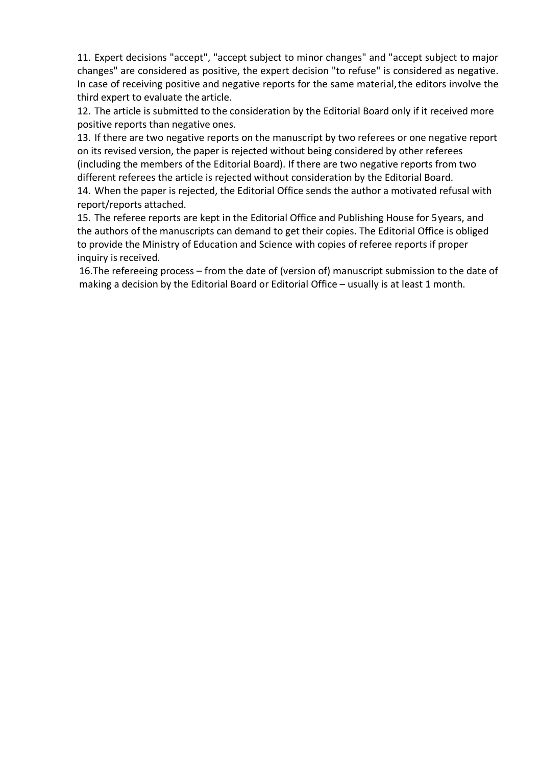11. Expert decisions "accept", "accept subject to minor changes" and "accept subject to major changes" are considered as positive, the expert decision "to refuse" is considered as negative. In case of receiving positive and negative reports for the same material, the editors involve the third expert to evaluate the article.

12. The article is submitted to the consideration by the Editorial Board only if it received more positive reports than negative ones.

13. If there are two negative reports on the manuscript by two referees or one negative report on its revised version, the paper is rejected without being considered by other referees (including the members of the Editorial Board). If there are two negative reports from two different referees the article is rejected without consideration by the Editorial Board.

14. When the paper is rejected, the Editorial Office sends the author a motivated refusal with report/reports attached.

15. The referee reports are kept in the Editorial Office and Publishing House for 5 years, and the authors of the manuscripts can demand to get their copies. The Editorial Office is obliged to provide the Ministry of Education and Science with copies of referee reports if proper inquiry is received.

16. The refereeing process – from the date of (version of) manuscript submission to the date of making a decision by the Editorial Board or Editorial Office – usually is at least 1 month.